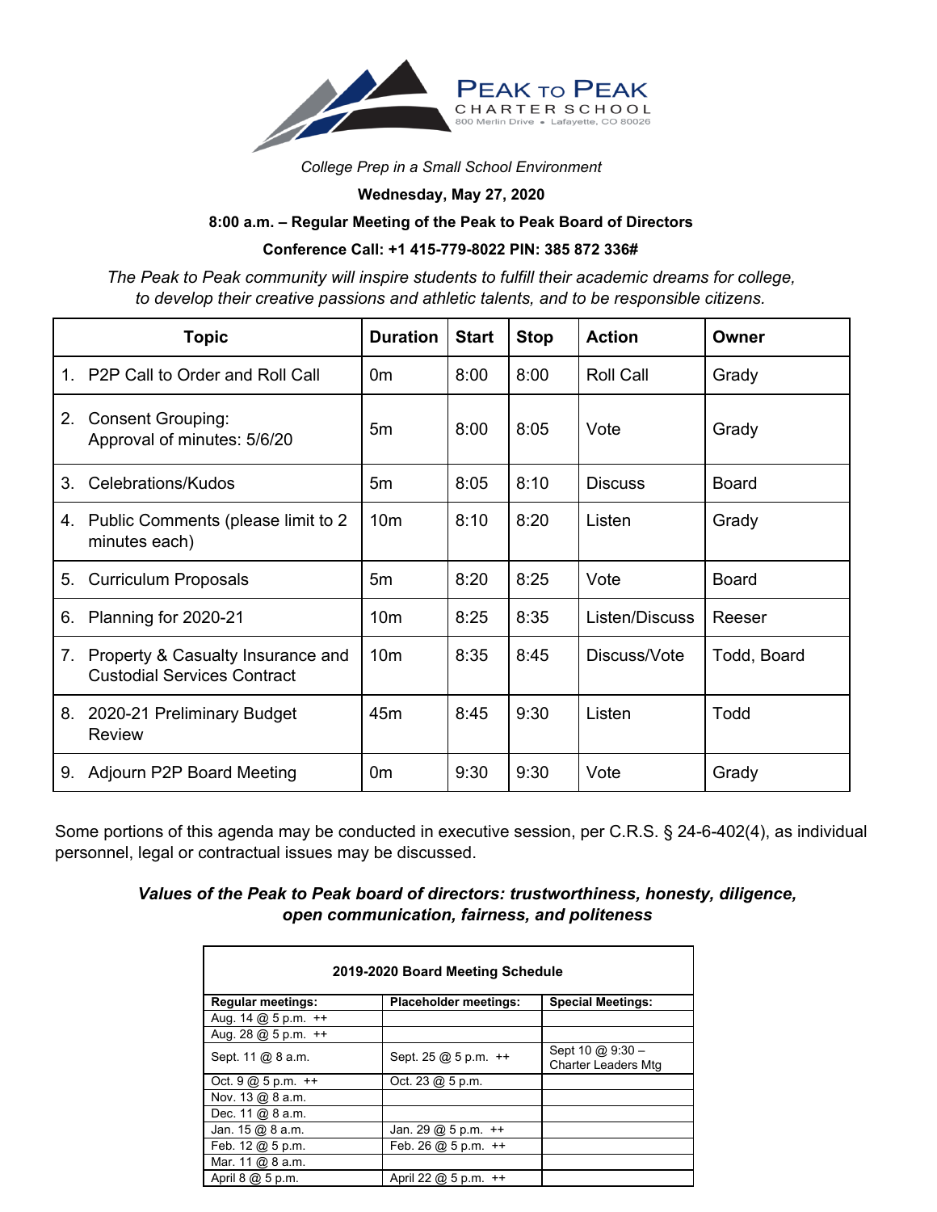# PEAK TO PEAK CHARTER SCHOOL

800 Merlin Drive • Lafayette, CO 80026

*College Prep in a Small School Environment*

**Wednesday, May 27, 2020**

**8:00 a.m. – Regular Meeting of the Peak to Peak Board of Directors**

**Conference Call: +1 415-779-8022 PIN: 385 872 336#**

*The Peak to Peak community will inspire students to fulfill their academic dreams for college, to develop their creative passions and athletic talents, and to be responsible citizens.*

| Topic | Duration | Start | Stop | Action | Owner |
|---|---|---|---|---|---|
| 1. P2P Call to Order and Roll Call | 0m | 8:00 | 8:00 | Roll Call | Grady |
| 2. Consent Grouping: Approval of minutes: 5/6/20 | 5m | 8:00 | 8:05 | Vote | Grady |
| 3. Celebrations/Kudos | 5m | 8:05 | 8:10 | Discuss | Board |
| 4. Public Comments (please limit to 2 minutes each) | 10m | 8:10 | 8:20 | Listen | Grady |
| 5. Curriculum Proposals | 5m | 8:20 | 8:25 | Vote | Board |
| 6. Planning for 2020-21 | 10m | 8:25 | 8:35 | Listen/Discuss | Reeser |
| 7. Property & Casualty Insurance and Custodial Services Contract | 10m | 8:35 | 8:45 | Discuss/Vote | Todd, Board |
| 8. 2020-21 Preliminary Budget Review | 45m | 8:45 | 9:30 | Listen | Todd |
| 9. Adjourn P2P Board Meeting | 0m | 9:30 | 9:30 | Vote | Grady |

Some portions of this agenda may be conducted in executive session, per C.R.S. § 24-6-402(4), as individual personnel, legal or contractual issues may be discussed.

***Values of the Peak to Peak board of directors: trustworthiness, honesty, diligence, open communication, fairness, and politeness***

| **2019-2020 Board Meeting Schedule** | | |
|---|---|---|
| **Regular meetings:** | **Placeholder meetings:** | **Special Meetings:** |
| Aug. 14 @ 5 p.m. ++ | | |
| Aug. 28 @ 5 p.m. ++ | | |
| Sept. 11 @ 8 a.m. | Sept. 25 @ 5 p.m. ++ | Sept 10 @ 9:30 – Charter Leaders Mtg |
| Oct. 9 @ 5 p.m. ++ | Oct. 23 @ 5 p.m. | |
| Nov. 13 @ 8 a.m. | | |
| Dec. 11 @ 8 a.m. | | |
| Jan. 15 @ 8 a.m. | Jan. 29 @ 5 p.m. ++ | |
| Feb. 12 @ 5 p.m. | Feb. 26 @ 5 p.m. ++ | |
| Mar. 11 @ 8 a.m. | | |
| April 8 @ 5 p.m. | April 22 @ 5 p.m. ++ | |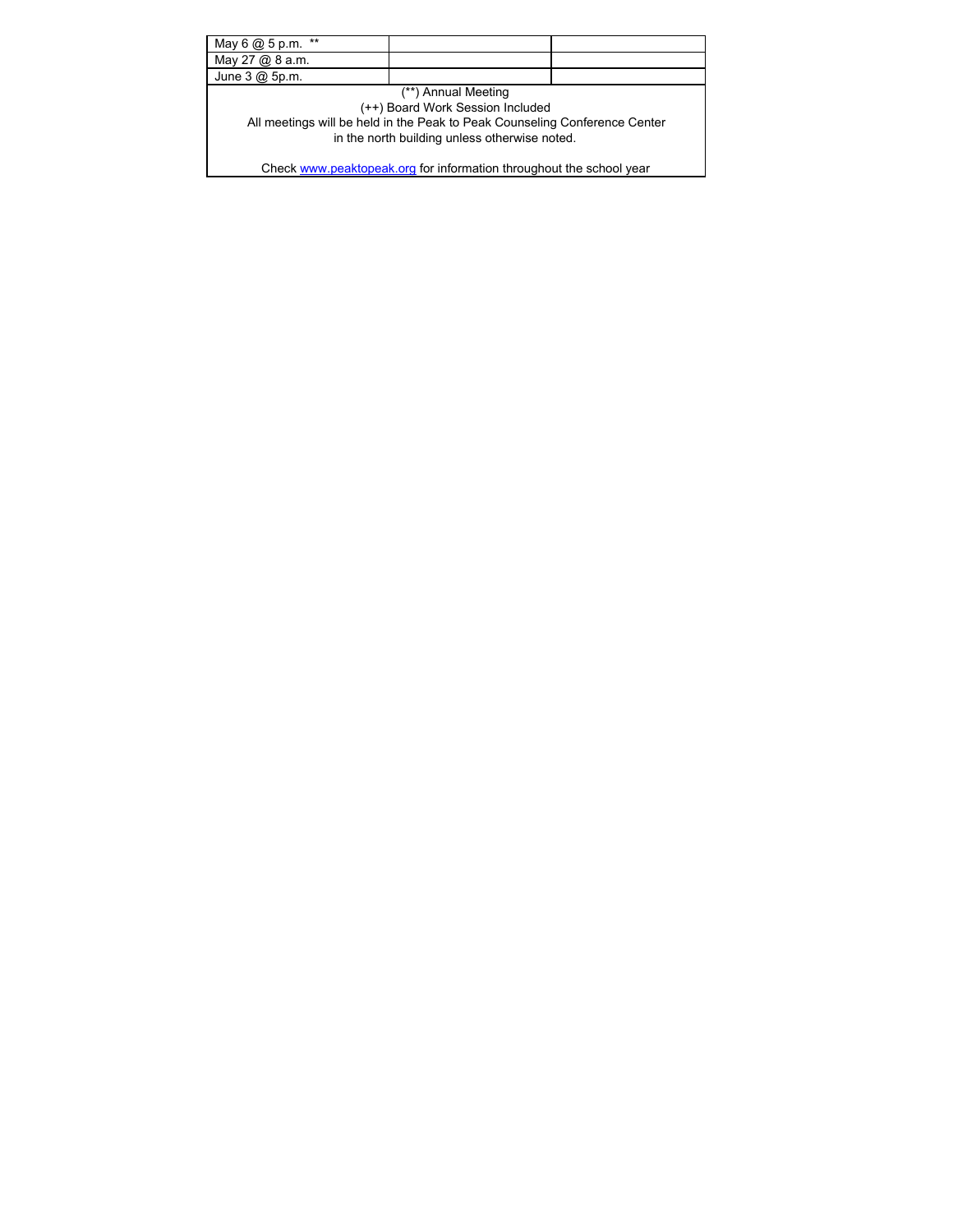| | | |
|---|---|---|
| May 6 @ 5 p.m. ** | | |
| May 27 @ 8 a.m. | | |
| June 3 @ 5p.m. | | |

(**) Annual Meeting
(++) Board Work Session Included
All meetings will be held in the Peak to Peak Counseling Conference Center in the north building unless otherwise noted.

Check www.peaktopeak.org for information throughout the school year